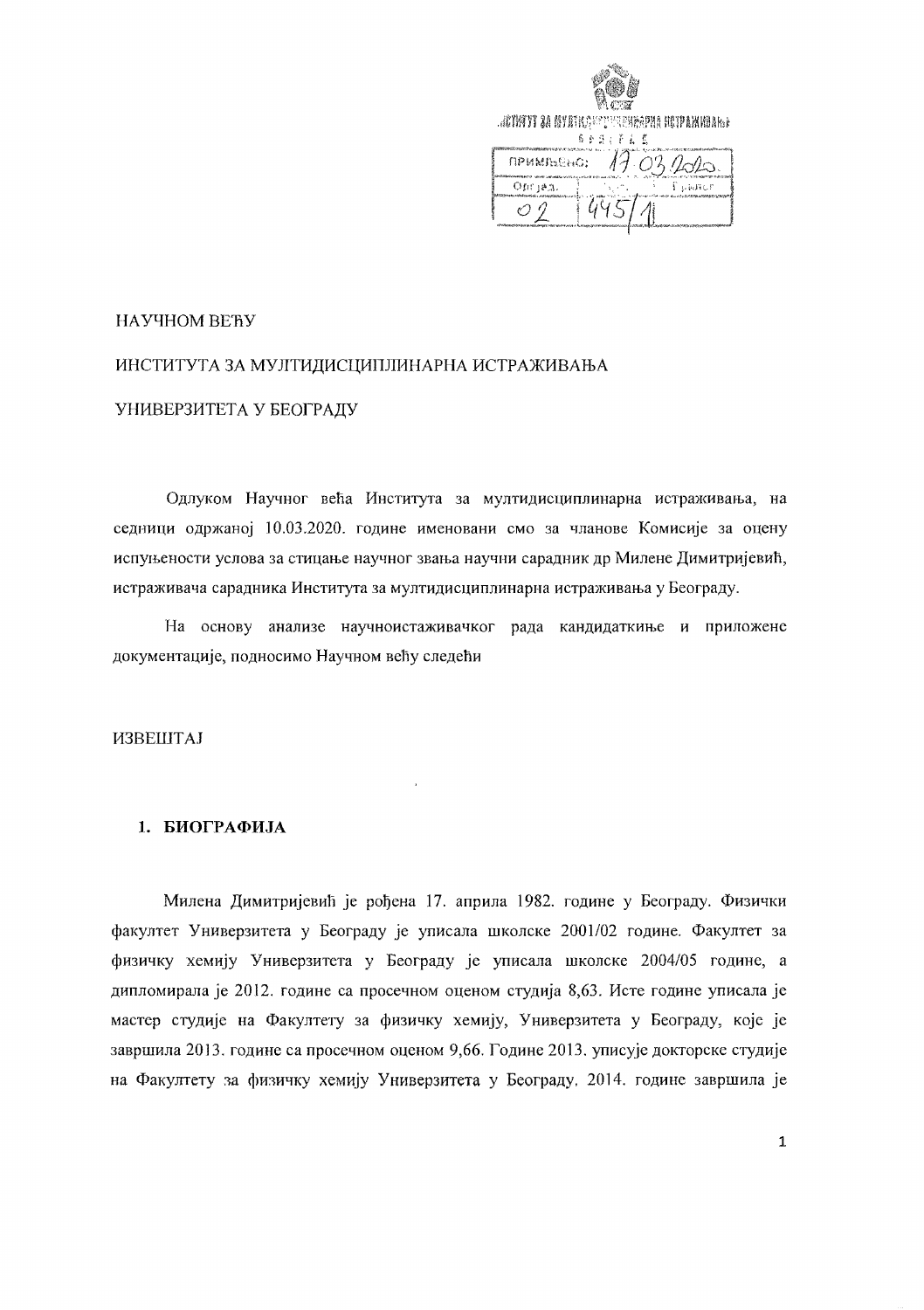ИНСТИТУТ ЗА МУЛТИДИСЦИПЛИНАРНА ИСТРАЖИВАЊА

БЕОГРАД

ПРИМЉЕНО: 17.03.2020.

| Орг јед. | Број | Прилог |
|---|---|---|
| 02 | 445/1 | |

НАУЧНОМ ВЕЋУ

ИНСТИТУТА ЗА МУЛТИДИСЦИПЛИНАРНА ИСТРАЖИВАЊА

УНИВЕРЗИТЕТА У БЕОГРАДУ

Одлуком Научног већа Института за мултидисциплинарна истраживања, на седници одржаној 10.03.2020. године именовани смо за чланове Комисије за оцену испуњености услова за стицање научног звања научни сарадник др Милене Димитријевић, истраживача сарадника Института за мултидисциплинарна истраживања у Београду.

На основу анализе научноистаживачког рада кандидаткиње и приложене документације, подносимо Научном већу следећи

ИЗВЕШТАЈ

## 1. БИОГРАФИЈА

Милена Димитријевић је рођена 17. априла 1982. године у Београду. Физички факултет Универзитета у Београду је уписала школске 2001/02 године. Факултет за физичку хемију Универзитета у Београду је уписала школске 2004/05 године, а дипломирала је 2012. године са просечном оценом студија 8,63. Исте године уписала је мастер студије на Факултету за физичку хемију, Универзитета у Београду, које је завршила 2013. године са просечном оценом 9,66. Године 2013. уписује докторске студије на Факултету за физичку хемију Универзитета у Београду, 2014. године завршила је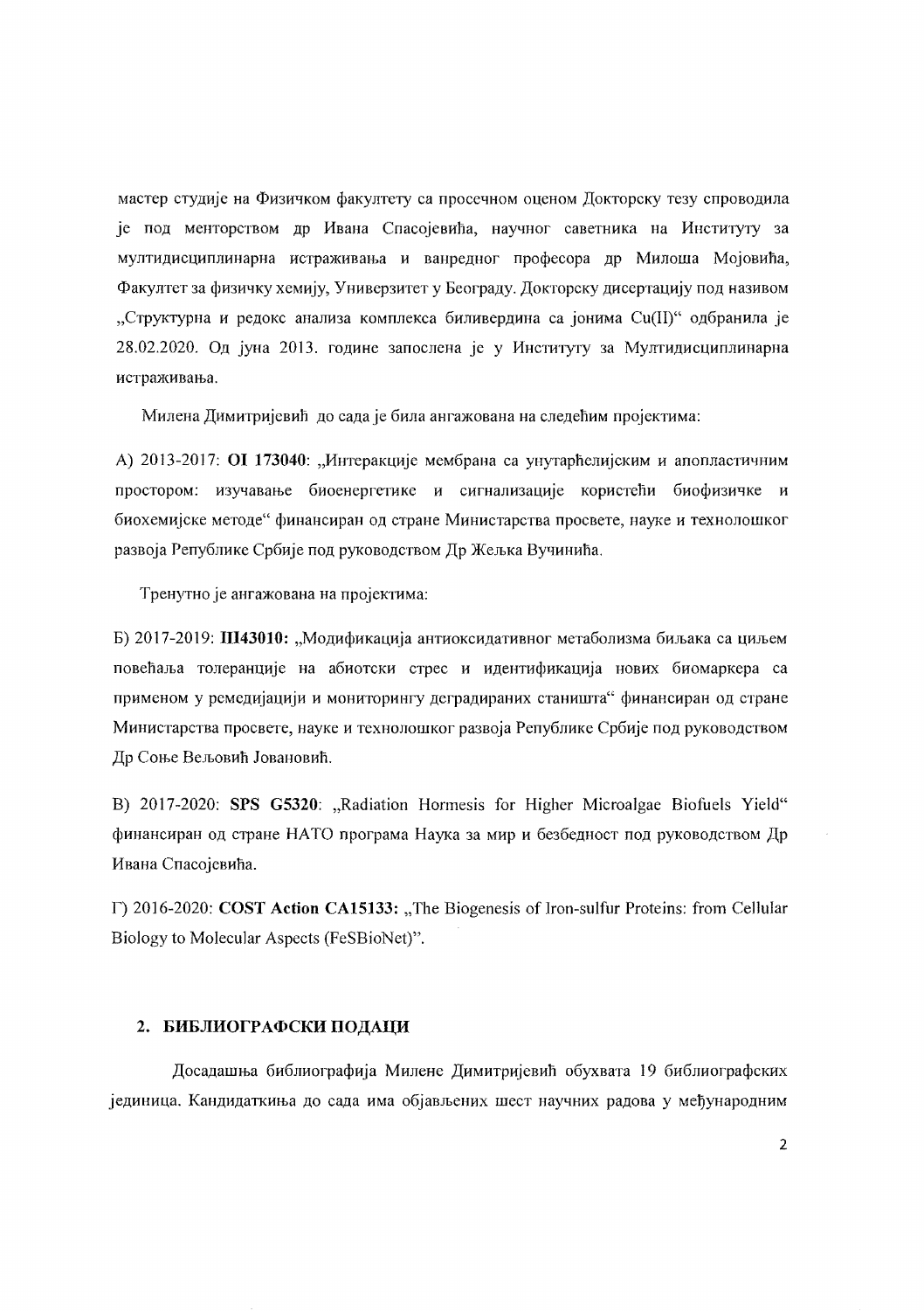мастер студије на Физичком факултету са просечном оценом Докторску тезу спроводила је под менторством др Ивана Спасојевића, научног саветника на Институту за мултидисциплинарна истраживања и ванредног професора др Милоша Мојовића, Факултет за физичку хемију, Универзитет у Београду. Докторску дисертацију под називом „Структурна и редокс анализа комплекса биливердина са јонима Cu(II)" одбранила је 28.02.2020. Од јуна 2013. године запослена је у Институту за Мултидисциплинарна истраживања.

Милена Димитријевић до сада је била ангажована на следећим пројектима:

А) 2013-2017: **OI 173040**: „Интеракције мембрана са унутарћелијским и апопластичним простором: изучавање биоенергетике и сигнализације користећи биофизичке и биохемијске методе" финансиран од стране Министарства просвете, науке и технолошког развоја Републике Србије под руководством Др Жељка Вучинића.

Тренутно је ангажована на пројектима:

Б) 2017-2019: **III43010:** „Модификација антиоксидативног метаболизма биљака са циљем повећања толеранције на абиотски стрес и идентификација нових биомаркера са применом у ремедијацији и мониторингу деградираних станишта" финансиран од стране Министарства просвете, науке и технолошког развоја Републике Србије под руководством Др Соње Вељовић Јовановић.

В) 2017-2020: **SPS G5320**: „Radiation Hormesis for Higher Microalgae Biofuels Yield" финансиран од стране НАТО програма Наука за мир и безбедност под руководством Др Ивана Спасојевића.

Г) 2016-2020: **COST Action CA15133:** „The Biogenesis of Iron-sulfur Proteins: from Cellular Biology to Molecular Aspects (FeSBioNet)".

## 2. БИБЛИОГРАФСКИ ПОДАЦИ

Досадашња библиографија Милене Димитријевић обухвата 19 библиографских јединица. Кандидаткиња до сада има објављених шест научних радова у међународним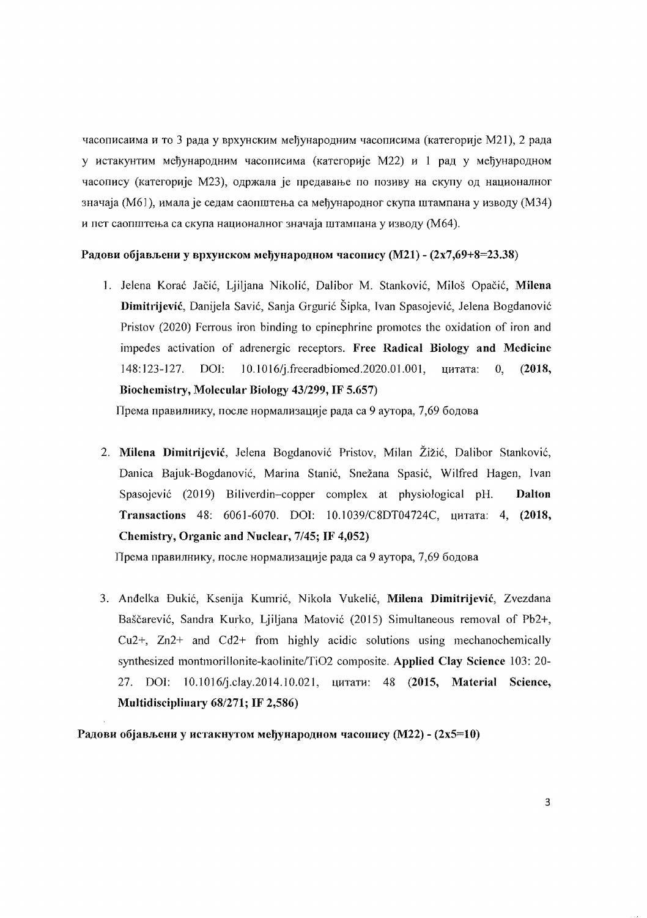часописаима и то 3 рада у врхунским међународним часописима (категорије M21), 2 рада у истакунтим међународним часописима (категорије M22) и 1 рад у међународном часопису (категорије M23), одржала је предавање по позиву на скупу од националног значаја (M61), имала је седам саопштења са међународног скупа штампана у изводу (M34) и пет саопштења са скупа националног значаја штампана у изводу (M64).

**Радови објављени у врхунском међународном часопису (M21) - (2x7,69+8=23.38)**

1. Jelena Korać Jačić, Ljiljana Nikolić, Dalibor M. Stanković, Miloš Opačić, **Milena Dimitrijević**, Danijela Savić, Sanja Grgurić Šipka, Ivan Spasojević, Jelena Bogdanović Pristov (2020) Ferrous iron binding to epinephrine promotes the oxidation of iron and impedes activation of adrenergic receptors. **Free Radical Biology and Medicine** 148:123-127. DOI: 10.1016/j.freeradbiomed.2020.01.001, цитата: 0, **(2018, Biochemistry, Molecular Biology 43/299, IF 5.657)**

   Према правилнику, после нормализације рада са 9 аутора, 7,69 бодова

2. **Milena Dimitrijević**, Jelena Bogdanović Pristov, Milan Žižić, Dalibor Stanković, Danica Bajuk-Bogdanović, Marina Stanić, Snežana Spasić, Wilfred Hagen, Ivan Spasojević (2019) Biliverdin–copper complex at physiological pH. **Dalton Transactions** 48: 6061-6070. DOI: 10.1039/C8DT04724C, цитата: 4, **(2018, Chemistry, Organic and Nuclear, 7/45; IF 4,052)**

   Према правилнику, после нормализације рада са 9 аутора, 7,69 бодова

3. Anđelka Đukić, Ksenija Kumrić, Nikola Vukelić, **Milena Dimitrijević**, Zvezdana Baščarević, Sandra Kurko, Ljiljana Matović (2015) Simultaneous removal of $Pb^{2+}$, $Cu^{2+}$, $Zn^{2+}$ and $Cd^{2+}$ from highly acidic solutions using mechanochemically synthesized montmorillonite-kaolinite/$TiO_2$ composite. **Applied Clay Science** 103: 20-27. DOI: 10.1016/j.clay.2014.10.021, цитати: 48 **(2015, Material Science, Multidisciplinary 68/271; IF 2,586)**

**Радови објављени у истакнутом међународном часопису (M22) - (2x5=10)**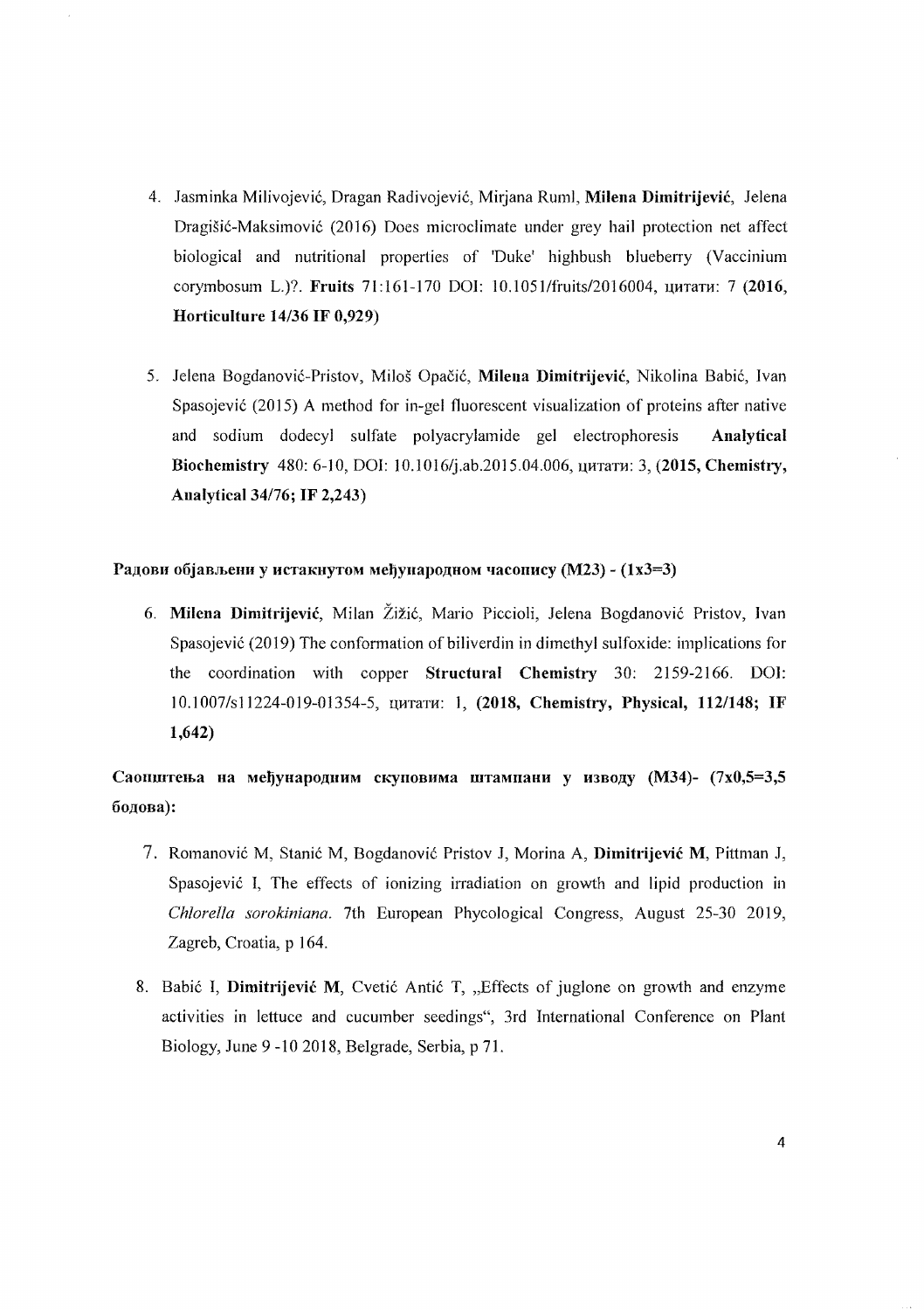4. Jasminka Milivojević, Dragan Radivojević, Mirjana Ruml, **Milena Dimitrijević**, Jelena Dragišić-Maksimović (2016) Does microclimate under grey hail protection net affect biological and nutritional properties of 'Duke' highbush blueberry (Vaccinium corymbosum L.)?. **Fruits** 71:161-170 DOI: 10.1051/fruits/2016004, цитати: 7 **(2016, Horticulture 14/36 IF 0,929)**

5. Jelena Bogdanović-Pristov, Miloš Opačić, **Milena Dimitrijević**, Nikolina Babić, Ivan Spasojević (2015) A method for in-gel fluorescent visualization of proteins after native and sodium dodecyl sulfate polyacrylamide gel electrophoresis **Analytical Biochemistry** 480: 6-10, DOI: 10.1016/j.ab.2015.04.006, цитати: 3, **(2015, Chemistry, Analytical 34/76; IF 2,243)**

**Радови објављени у истакнутом међународном часопису (M23) - (1x3=3)**

6. **Milena Dimitrijević**, Milan Žižić, Mario Piccioli, Jelena Bogdanović Pristov, Ivan Spasojević (2019) The conformation of biliverdin in dimethyl sulfoxide: implications for the coordination with copper **Structural Chemistry** 30: 2159-2166. DOI: 10.1007/s11224-019-01354-5, цитати: 1, **(2018, Chemistry, Physical, 112/148; IF 1,642)**

**Саопштења на међународним скуповима штампани у изводу (M34)- (7x0,5=3,5 бодова):**

7. Romanović M, Stanić M, Bogdanović Pristov J, Morina A, **Dimitrijević M**, Pittman J, Spasojević I, The effects of ionizing irradiation on growth and lipid production in *Chlorella sorokiniana*. 7th European Phycological Congress, August 25-30 2019, Zagreb, Croatia, p 164.

8. Babić I, **Dimitrijević M**, Cvetić Antić T, „Effects of juglone on growth and enzyme activities in lettuce and cucumber seedings", 3rd International Conference on Plant Biology, June 9 -10 2018, Belgrade, Serbia, p 71.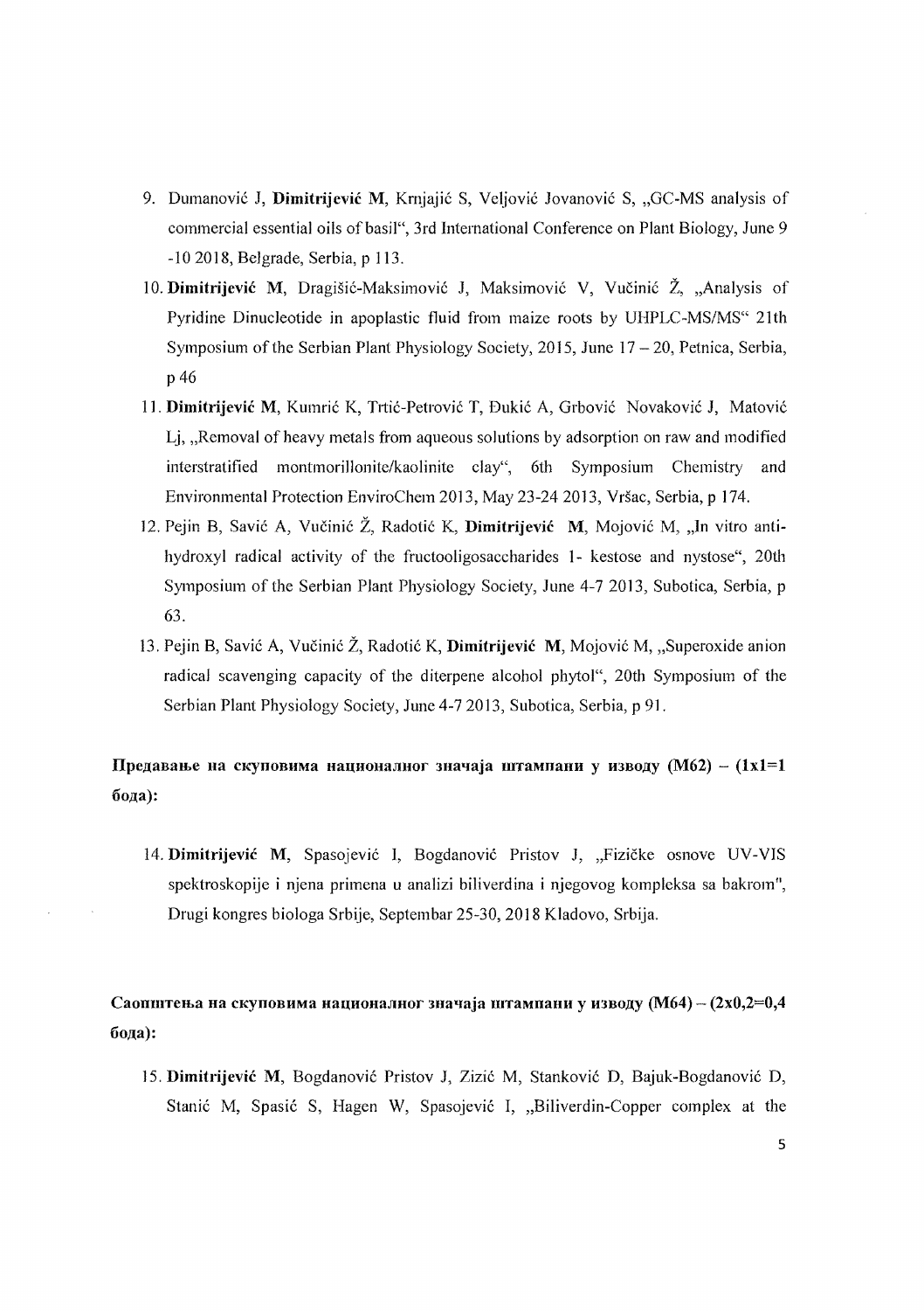9. Dumanović J, **Dimitrijević M**, Krnjajić S, Veljović Jovanović S, „GC-MS analysis of commercial essential oils of basil", 3rd International Conference on Plant Biology, June 9 -10 2018, Belgrade, Serbia, p 113.
10. **Dimitrijević M**, Dragišić-Maksimović J, Maksimović V, Vučinić Ž, „Analysis of Pyridine Dinucleotide in apoplastic fluid from maize roots by UHPLC-MS/MS" 21th Symposium of the Serbian Plant Physiology Society, 2015, June 17 – 20, Petnica, Serbia, p 46
11. **Dimitrijević M**, Kumrić K, Trtić-Petrović T, Đukić A, Grbović Novaković J, Matović Lj, „Removal of heavy metals from aqueous solutions by adsorption on raw and modified interstratified montmorillonite/kaolinite clay", 6th Symposium Chemistry and Environmental Protection EnviroChem 2013, May 23-24 2013, Vršac, Serbia, p 174.
12. Pejin B, Savić A, Vučinić Ž, Radotić K, **Dimitrijević M**, Mojović M, „In vitro anti-hydroxyl radical activity of the fructooligosaccharides 1- kestose and nystose", 20th Symposium of the Serbian Plant Physiology Society, June 4-7 2013, Subotica, Serbia, p 63.
13. Pejin B, Savić A, Vučinić Ž, Radotić K, **Dimitrijević M**, Mojović M, „Superoxide anion radical scavenging capacity of the diterpene alcohol phytol", 20th Symposium of the Serbian Plant Physiology Society, June 4-7 2013, Subotica, Serbia, p 91.

**Предавање на скуповима националног значаја штампани у изводу (М62) – (1x1=1 бода):**

14. **Dimitrijević M**, Spasojević I, Bogdanović Pristov J, „Fizičke osnove UV-VIS spektroskopije i njena primena u analizi biliverdina i njegovog kompleksa sa bakrom", Drugi kongres biologa Srbije, Septembar 25-30, 2018 Kladovo, Srbija.

**Саопштења на скуповима националног значаја штампани у изводу (М64) – (2x0,2=0,4 бода):**

15. **Dimitrijević M**, Bogdanović Pristov J, Zizić M, Stanković D, Bajuk-Bogdanović D, Stanić M, Spasić S, Hagen W, Spasojević I, „Biliverdin-Copper complex at the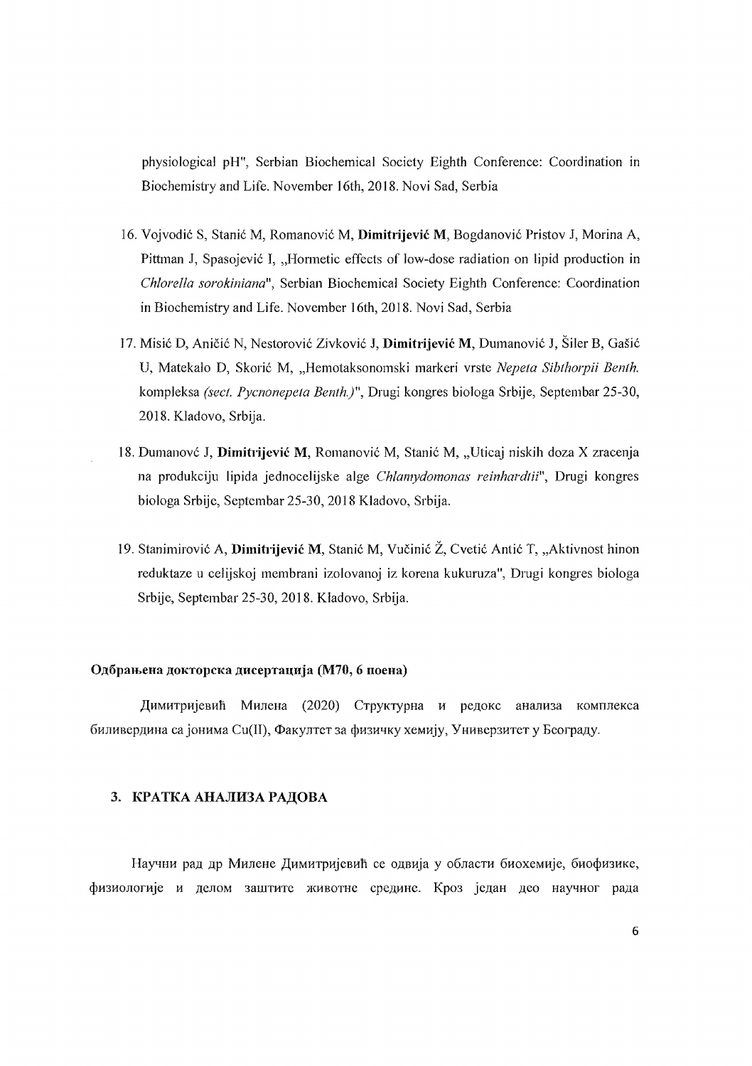physiological pH", Serbian Biochemical Society Eighth Conference: Coordination in Biochemistry and Life. November 16th, 2018. Novi Sad, Serbia

16. Vojvodić S, Stanić M, Romanović M, **Dimitrijević M**, Bogdanović Pristov J, Morina A, Pittman J, Spasojević I, „Hormetic effects of low-dose radiation on lipid production in *Chlorella sorokiniana*", Serbian Biochemical Society Eighth Conference: Coordination in Biochemistry and Life. November 16th, 2018. Novi Sad, Serbia

17. Misić D, Aničić N, Nestorović Zivković J, **Dimitrijević M**, Dumanović J, Šiler B, Gašić U, Matekalo D, Skorić M, „Hemotaksonomski markeri vrste *Nepeta Sibthorpii Benth.* kompleksa *(sect. Pycnonepeta Benth.)*", Drugi kongres biologa Srbije, Septembar 25-30, 2018. Kladovo, Srbija.

18. Dumanovć J, **Dimitrijević M**, Romanović M, Stanić M, „Uticaj niskih doza X zracenja na produkciju lipida jednocelijske alge *Chlamydomonas reinhardtii*", Drugi kongres biologa Srbije, Septembar 25-30, 2018 Kladovo, Srbija.

19. Stanimirović A, **Dimitrijević M**, Stanić M, Vučinić Ž, Cvetić Antić T, „Aktivnost hinon reduktaze u celijskoj membrani izolovanoj iz korena kukuruza", Drugi kongres biologa Srbije, Septembar 25-30, 2018. Kladovo, Srbija.

**Одбрањена докторска дисертација (М70, 6 поена)**

Димитријевић Милена (2020) Структурна и редокс анализа комплекса биливердина са јонима Cu(II), Факултет за физичку хемију, Универзитет у Београду.

## 3. КРАТКА АНАЛИЗА РАДОВА

Научни рад др Милене Димитријевић се одвија у области биохемије, биофизике, физиологије и делом заштите животне средине. Кроз један део научног рада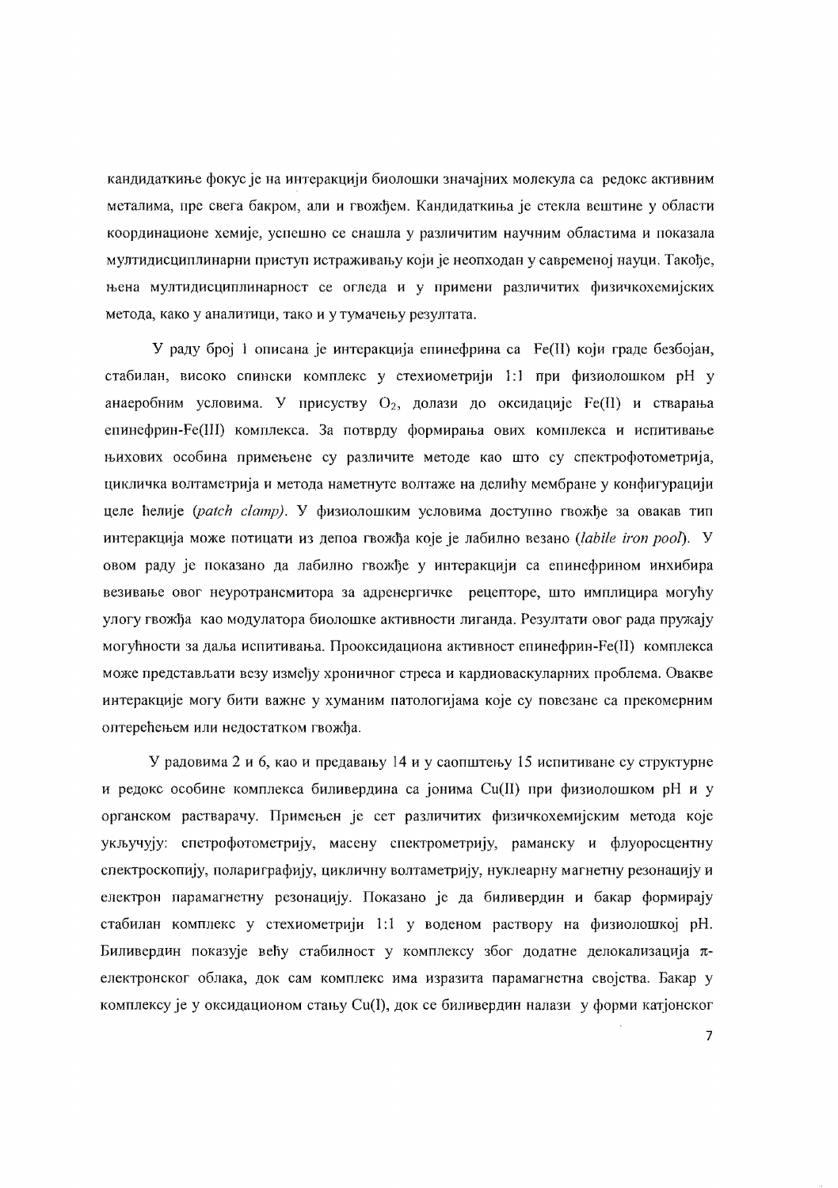кандидаткиње фокус је на интеракцији биолошки значајних молекула са редокс активним металима, пре свега бакром, али и гвожђем. Кандидаткиња је стекла вештине у области координационе хемије, успешно се снашла у различитим научним областима и показала мултидисциплинарни приступ истраживању који је неопходан у савременој науци. Такође, њена мултидисциплинарност се огледа и у примени различитих физичкохемијских метода, како у аналитици, тако и у тумачењу резултата.

У раду број 1 описана је интеракција епинефрина са Fe(II) који граде безбојан, стабилан, високо спински комплекс у стехиометрији 1:1 при физиолошком pH у анаеробним условима. У присуству $O_2$, долази до оксидације Fe(II) и стварања епинефрин-Fe(III) комплекса. За потврду формирања ових комплекса и испитивање њихових особина примењене су различите методе као што су спектрофотометрија, циклична волтаметрија и метода наметнуте волтаже на делићу мембране у конфигурацији целе ћелије (*patch clamp*). У физиолошким условима доступно гвожђе за овакав тип интеракција може потицати из депоа гвожђа које је лабилно везано (*labile iron pool*). У овом раду је показано да лабилно гвожђе у интеракцији са епинефрином инхибира везивање овог неуротрансмитора за адренергичке рецепторе, што имплицира могућу улогу гвожђа као модулатора биолошке активности лиганда. Резултати овог рада пружају могућности за даља испитивања. Прооксидациона активност епинефрин-Fe(II) комплекса може представљати везу између хроничног стреса и кардиоваскуларних проблема. Овакве интеракције могу бити важне у хуманим патологијама које су повезане са прекомерним оптерећењем или недостатком гвожђа.

У радовима 2 и 6, као и предавању 14 и у саопштењу 15 испитиване су структурне и редокс особине комплекса биливердина са јонима Cu(II) при физиолошком pH и у органском растварачу. Примењен је сет различитих физичкохемијским метода које укључују: спетрофотометрију, масену спектрометрију, раманску и флуоросцентну спектроскопију, полариграфију, цикличну волтаметрију, нуклеарну магнетну резонацију и електрон парамагнетну резонацију. Показано је да биливердин и бакар формирају стабилан комплекс у стехиометрији 1:1 у воденом раствору на физиолошкој pH. Биливердин показује већу стабилност у комплексу због додатне делокализација $\pi$-електронског облака, док сам комплекс има изразита парамагнетна својства. Бакар у комплексу је у оксидационом стању Cu(I), док се биливердин налази у форми катјонског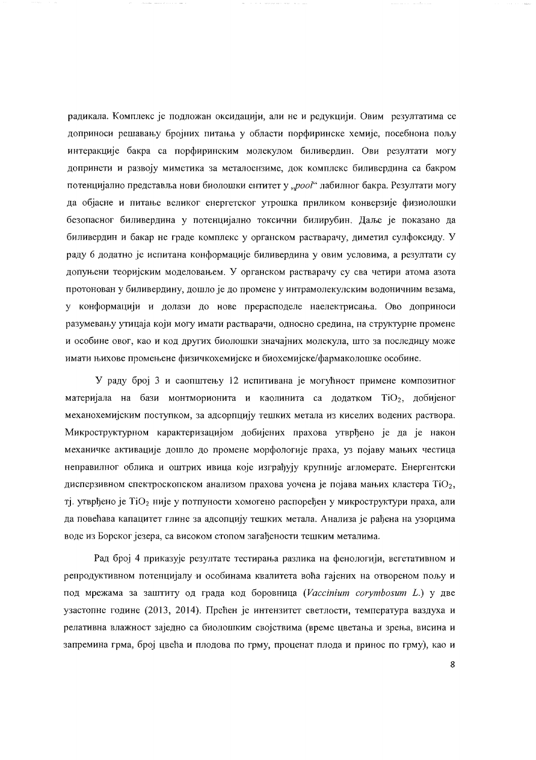радикала. Комплекс је подложан оксидацији, али не и редукцији. Овим резултатима се доприноси решавању бројних питања у области порфиринске хемије, посебнона пољу интеракције бакра са порфиринским молекулом биливердин. Ови резултати могу допринети и развоју миметика за металоензиме, док комплекс биливердина са бакром потенцијално представља нови биолошки ентитет у „*pool*" лабилног бакра. Резултати могу да објасне и питање великог енергетског утрошка приликом конверзије физиолошки безопасног биливердина у потенцијално токсични билирубин. Даље је показано да биливердин и бакар не граде комплекс у органском растварачу, диметил сулфоксиду. У раду 6 додатно је испитана конформације биливердина у овим условима, а резултати су допуњени теоријским моделовањем. У органском растварачу су сва четири атома азота протонован у биливердину, дошло је до промене у интрамолекулским водоничним везама, у конформацији и долази до нове прерасподеле наелектрисања. Ово доприноси разумевању утицаја који могу имати растварачи, односно средина, на структурне промене и особине овог, као и код других биолошки значајних молекула, што за последицу може имати њихове промењене физичкохемијске и биохемијске/фармаколошке особине.

У раду број 3 и саопштењу 12 испитивана је могућност примене композитног материјала на бази монтмориoнита и каолинита са додатком $TiO_2$, добијеног механохемијским поступком, за адсорпцију тешких метала из киселих водених раствора. Микроструктурном карактеризацијом добијених прахова утврђено је да је након механичке активације дошло до промене морфологије праха, уз појаву мањих честица неправилног облика и оштрих ивица које изграђују крупније агломерате. Енергентски дисперзивном спектроскопском анализом прахова уочена је појава мањих кластера $TiO_2$, тј. утврђено је $TiO_2$ није у потпуности хомогено распоређен у микроструктури праха, али да повећава капацитет глине за адсопцију тешких метала. Анализа је рађена на узорцима воде из Борског језера, са високом стопом загађености тешким металима.

Рад број 4 приказује резултате тестирања разлика на фенологији, вегетативном и репродуктивном потенцијалу и особинама квалитета воћа гајених на отвореном пољу и под мрежама за заштиту од града код боровница (*Vaccinium corymbosum L.*) у две узастопне године (2013, 2014). Праћен је интензитет светлости, температура ваздуха и релативна влажност заједно са биолошким својствима (време цветања и зрења, висина и запремина грма, број цвећа и плодова по грму, проценат плода и принос по грму), као и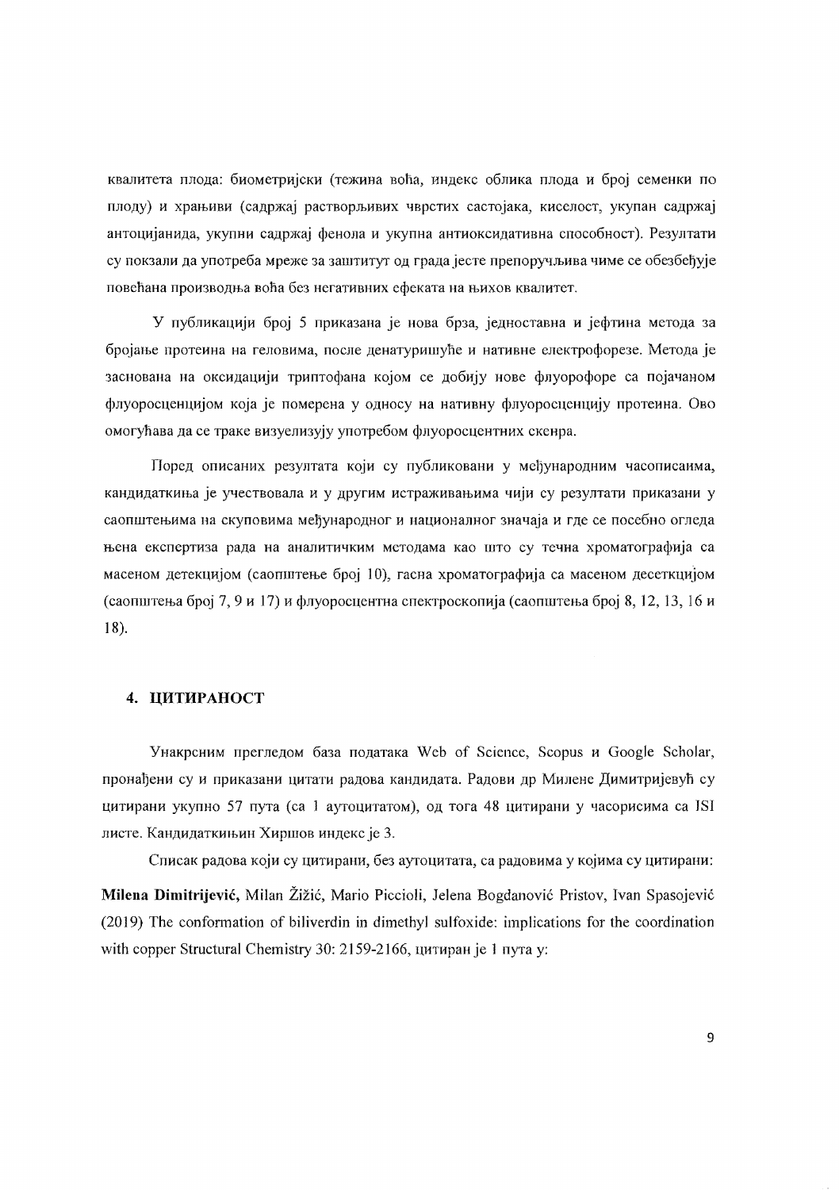квалитета плода: биометријски (тежина воћа, индекс облика плода и број семенки по плоду) и храњиви (садржај растворљивих чврстих састојака, киселост, укупан садржај антоцијанида, укупни садржај фенола и укупна антиоксидативна способност). Резултати су покзали да употреба мреже за заштитут од града јесте препоручљива чиме се обезбеђује повећана производња воћа без негативних ефеката на њихов квалитет.

У публикацији број 5 приказана је нова брза, једноставна и јефтина метода за бројање протеина на геловима, после денатуришуће и нативне електрофорезе. Метода је заснована на оксидацији триптофана којом се добију нове флуорофоре са појачаном флуоросценцијом која је померена у односу на нативну флуоросценцију протеина. Ово омогућава да се траке визуелизују употребом флуоросцентних скенра.

Поред описаних резултата који су публиковани у међународним часописима, кандидаткиња је учествовала и у другим истраживањима чији су резултати приказани у саопштењима на скуповима међународног и националног значаја и где се посебно огледа њена експертиза рада на аналитичким методама као што су течна хроматографија са масеном детекцијом (саопштење број 10), гасна хроматографија са масеном десеткцијом (саопштења број 7, 9 и 17) и флуоросцентна спектроскопија (саопштења број 8, 12, 13, 16 и 18).

## 4. ЦИТИРАНОСТ

Унакрсним прегледом база података Web of Science, Scopus и Google Scholar, пронађени су и приказани цитати радова кандидата. Радови др Милене Димитријевић су цитирани укупно 57 пута (са 1 аутоцитатом), од тога 48 цитирани у часорисима са ISI листе. Кандидаткињин Хиршов индекс је 3.

Списак радова који су цитирани, без аутоцитата, са радовима у којима су цитирани:

**Milena Dimitrijević**, Milan Žižić, Mario Piccioli, Jelena Bogdanović Pristov, Ivan Spasojević (2019) The conformation of biliverdin in dimethyl sulfoxide: implications for the coordination with copper Structural Chemistry 30: 2159-2166, цитиран је 1 пута у: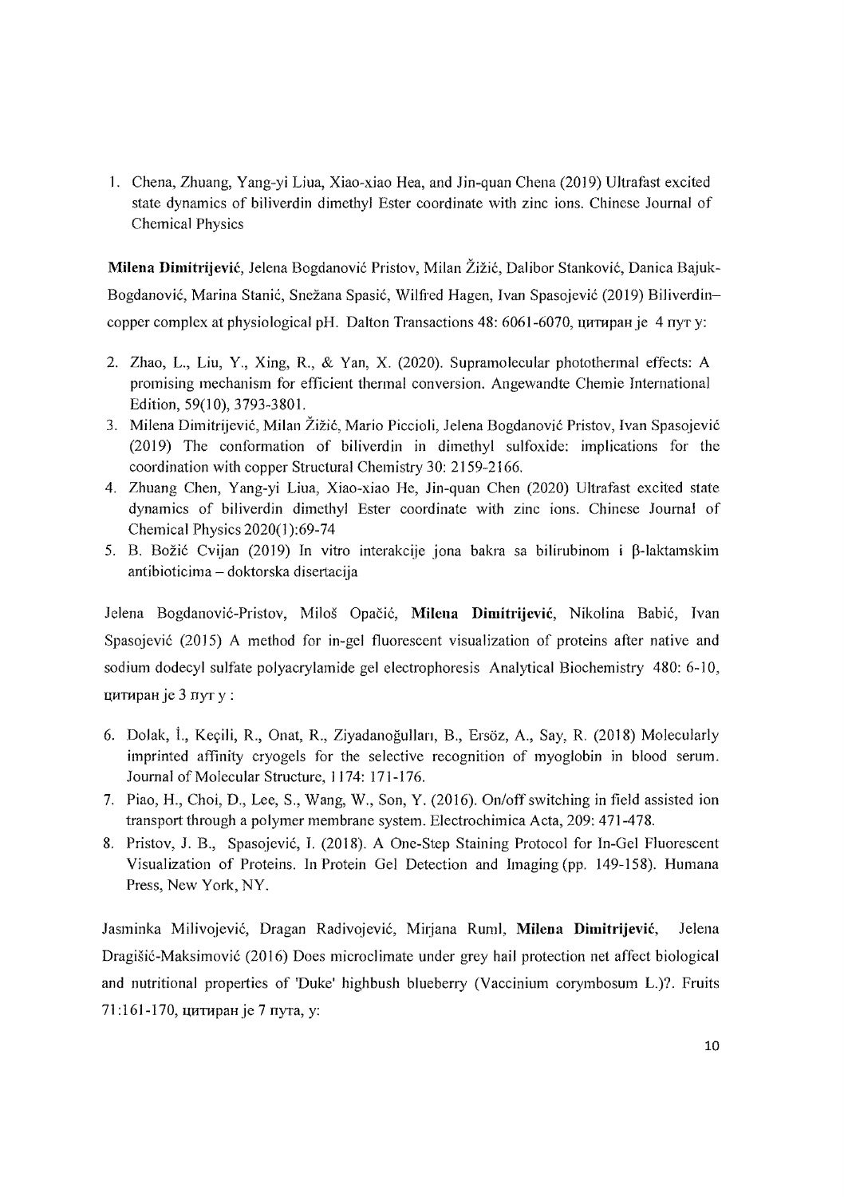1. Chena, Zhuang, Yang-yi Liua, Xiao-xiao Hea, and Jin-quan Chena (2019) Ultrafast excited state dynamics of biliverdin dimethyl Ester coordinate with zinc ions. Chinese Journal of Chemical Physics

**Milena Dimitrijević**, Jelena Bogdanović Pristov, Milan Žižić, Dalibor Stanković, Danica Bajuk-Bogdanović, Marina Stanić, Snežana Spasić, Wilfred Hagen, Ivan Spasojević (2019) Biliverdin–copper complex at physiological pH. Dalton Transactions 48: 6061-6070, цитиран је 4 пут у:

2. Zhao, L., Liu, Y., Xing, R., & Yan, X. (2020). Supramolecular photothermal effects: A promising mechanism for efficient thermal conversion. Angewandte Chemie International Edition, 59(10), 3793-3801.
3. Milena Dimitrijević, Milan Žižić, Mario Piccioli, Jelena Bogdanović Pristov, Ivan Spasojević (2019) The conformation of biliverdin in dimethyl sulfoxide: implications for the coordination with copper Structural Chemistry 30: 2159-2166.
4. Zhuang Chen, Yang-yi Liua, Xiao-xiao He, Jin-quan Chen (2020) Ultrafast excited state dynamics of biliverdin dimethyl Ester coordinate with zinc ions. Chinese Journal of Chemical Physics 2020(1):69-74
5. B. Božić Cvijan (2019) In vitro interakcije jona bakra sa bilirubinom i β-laktamskim antibioticima – doktorska disertacija

Jelena Bogdanović-Pristov, Miloš Opačić, **Milena Dimitrijević**, Nikolina Babić, Ivan Spasojević (2015) A method for in-gel fluorescent visualization of proteins after native and sodium dodecyl sulfate polyacrylamide gel electrophoresis Analytical Biochemistry 480: 6-10, цитиран је 3 пут у :

6. Dolak, İ., Keçili, R., Onat, R., Ziyadanoğulları, B., Ersöz, A., Say, R. (2018) Molecularly imprinted affinity cryogels for the selective recognition of myoglobin in blood serum. Journal of Molecular Structure, 1174: 171-176.
7. Piao, H., Choi, D., Lee, S., Wang, W., Son, Y. (2016). On/off switching in field assisted ion transport through a polymer membrane system. Electrochimica Acta, 209: 471-478.
8. Pristov, J. B., Spasojević, I. (2018). A One-Step Staining Protocol for In-Gel Fluorescent Visualization of Proteins. In Protein Gel Detection and Imaging (pp. 149-158). Humana Press, New York, NY.

Jasminka Milivojević, Dragan Radivojević, Mirjana Ruml, **Milena Dimitrijević**, Jelena Dragišić-Maksimović (2016) Does microclimate under grey hail protection net affect biological and nutritional properties of 'Duke' highbush blueberry (Vaccinium corymbosum L.)?. Fruits 71:161-170, цитиран је 7 пута, у: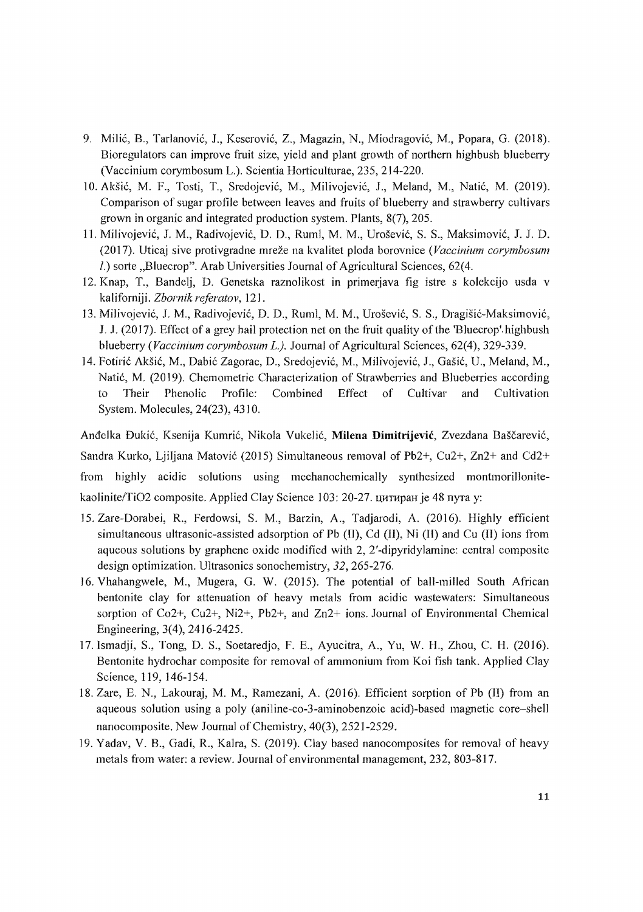9. Milić, B., Tarlanović, J., Keserović, Z., Magazin, N., Miodragović, M., Popara, G. (2018). Bioregulators can improve fruit size, yield and plant growth of northern highbush blueberry (Vaccinium corymbosum L.). Scientia Horticulturae, 235, 214-220.
10. Akšić, M. F., Tosti, T., Sredojević, M., Milivojević, J., Meland, M., Natić, M. (2019). Comparison of sugar profile between leaves and fruits of blueberry and strawberry cultivars grown in organic and integrated production system. Plants, 8(7), 205.
11. Milivojević, J. M., Radivojević, D. D., Ruml, M. M., Urošević, S. S., Maksimović, J. J. D. (2017). Uticaj sive protivgradne mreže na kvalitet ploda borovnice (*Vaccinium corymbosum l.*) sorte „Bluecrop". Arab Universities Journal of Agricultural Sciences, 62(4.
12. Knap, T., Bandelj, D. Genetska raznolikost in primerjava fig istre s kolekcijo usda v kaliforniji. *Zbornik referatov*, 121.
13. Milivojević, J. M., Radivojević, D. D., Ruml, M. M., Urošević, S. S., Dragišić-Maksimović, J. J. (2017). Effect of a grey hail protection net on the fruit quality of the 'Bluecrop' highbush blueberry (*Vaccinium corymbosum L.)*. Journal of Agricultural Sciences, 62(4), 329-339.
14. Fotirić Akšić, M., Dabić Zagorac, D., Sredojević, M., Milivojević, J., Gašić, U., Meland, M., Natić, M. (2019). Chemometric Characterization of Strawberries and Blueberries according to Their Phenolic Profile: Combined Effect of Cultivar and Cultivation System. Molecules, 24(23), 4310.

Anđelka Đukić, Ksenija Kumrić, Nikola Vukelić, **Milena Dimitrijević**, Zvezdana Baščarević, Sandra Kurko, Ljiljana Matović (2015) Simultaneous removal of Pb2+, Cu2+, Zn2+ and Cd2+ from highly acidic solutions using mechanochemically synthesized montmorillonite-kaolinite/TiO2 composite. Applied Clay Science 103: 20-27. цитиран је 48 пута у:

15. Zare-Dorabei, R., Ferdowsi, S. M., Barzin, A., Tadjarodi, A. (2016). Highly efficient simultaneous ultrasonic-assisted adsorption of Pb (II), Cd (II), Ni (II) and Cu (II) ions from aqueous solutions by graphene oxide modified with 2, 2′-dipyridylamine: central composite design optimization. Ultrasonics sonochemistry, *32*, 265-276.
16. Vhahangwele, M., Mugera, G. W. (2015). The potential of ball-milled South African bentonite clay for attenuation of heavy metals from acidic wastewaters: Simultaneous sorption of Co2+, Cu2+, Ni2+, Pb2+, and Zn2+ ions. Journal of Environmental Chemical Engineering, 3(4), 2416-2425.
17. Ismadji, S., Tong, D. S., Soetaredjo, F. E., Ayucitra, A., Yu, W. H., Zhou, C. H. (2016). Bentonite hydrochar composite for removal of ammonium from Koi fish tank. Applied Clay Science, 119, 146-154.
18. Zare, E. N., Lakouraj, M. M., Ramezani, A. (2016). Efficient sorption of Pb (II) from an aqueous solution using a poly (aniline-co-3-aminobenzoic acid)-based magnetic core–shell nanocomposite. New Journal of Chemistry, 40(3), 2521-2529.
19. Yadav, V. B., Gadi, R., Kalra, S. (2019). Clay based nanocomposites for removal of heavy metals from water: a review. Journal of environmental management, 232, 803-817.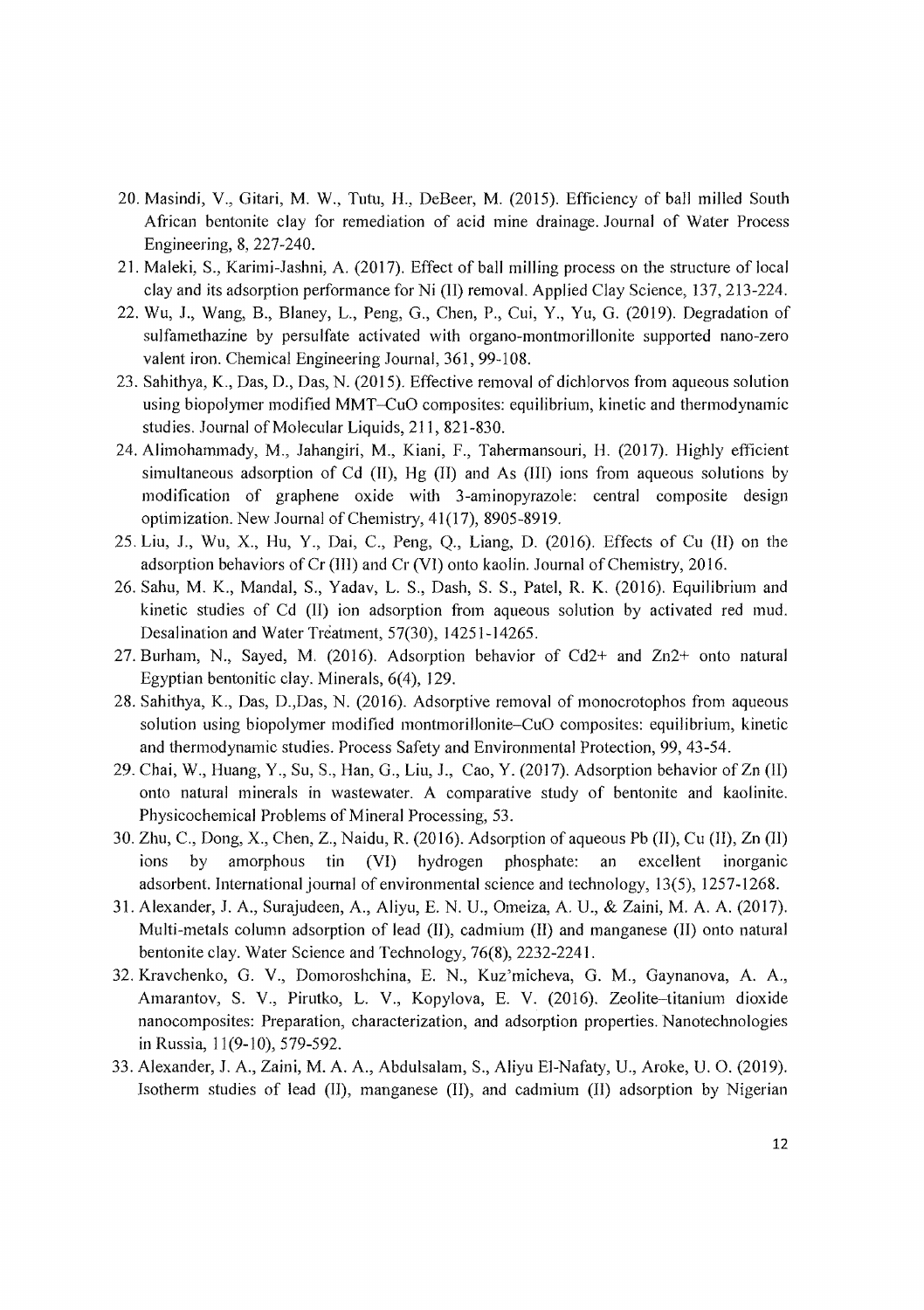20. Masindi, V., Gitari, M. W., Tutu, H., DeBeer, M. (2015). Efficiency of ball milled South African bentonite clay for remediation of acid mine drainage. Journal of Water Process Engineering, 8, 227-240.
21. Maleki, S., Karimi-Jashni, A. (2017). Effect of ball milling process on the structure of local clay and its adsorption performance for Ni (II) removal. Applied Clay Science, 137, 213-224.
22. Wu, J., Wang, B., Blaney, L., Peng, G., Chen, P., Cui, Y., Yu, G. (2019). Degradation of sulfamethazine by persulfate activated with organo-montmorillonite supported nano-zero valent iron. Chemical Engineering Journal, 361, 99-108.
23. Sahithya, K., Das, D., Das, N. (2015). Effective removal of dichlorvos from aqueous solution using biopolymer modified MMT–CuO composites: equilibrium, kinetic and thermodynamic studies. Journal of Molecular Liquids, 211, 821-830.
24. Alimohammady, M., Jahangiri, M., Kiani, F., Tahermansouri, H. (2017). Highly efficient simultaneous adsorption of Cd (II), Hg (II) and As (III) ions from aqueous solutions by modification of graphene oxide with 3-aminopyrazole: central composite design optimization. New Journal of Chemistry, 41(17), 8905-8919.
25. Liu, J., Wu, X., Hu, Y., Dai, C., Peng, Q., Liang, D. (2016). Effects of Cu (II) on the adsorption behaviors of Cr (III) and Cr (VI) onto kaolin. Journal of Chemistry, 2016.
26. Sahu, M. K., Mandal, S., Yadav, L. S., Dash, S. S., Patel, R. K. (2016). Equilibrium and kinetic studies of Cd (II) ion adsorption from aqueous solution by activated red mud. Desalination and Water Treatment, 57(30), 14251-14265.
27. Burham, N., Sayed, M. (2016). Adsorption behavior of Cd2+ and Zn2+ onto natural Egyptian bentonitic clay. Minerals, 6(4), 129.
28. Sahithya, K., Das, D.,Das, N. (2016). Adsorptive removal of monocrotophos from aqueous solution using biopolymer modified montmorillonite–CuO composites: equilibrium, kinetic and thermodynamic studies. Process Safety and Environmental Protection, 99, 43-54.
29. Chai, W., Huang, Y., Su, S., Han, G., Liu, J., Cao, Y. (2017). Adsorption behavior of Zn (II) onto natural minerals in wastewater. A comparative study of bentonite and kaolinite. Physicochemical Problems of Mineral Processing, 53.
30. Zhu, C., Dong, X., Chen, Z., Naidu, R. (2016). Adsorption of aqueous Pb (II), Cu (II), Zn (II) ions by amorphous tin (VI) hydrogen phosphate: an excellent inorganic adsorbent. International journal of environmental science and technology, 13(5), 1257-1268.
31. Alexander, J. A., Surajudeen, A., Aliyu, E. N. U., Omeiza, A. U., & Zaini, M. A. A. (2017). Multi-metals column adsorption of lead (II), cadmium (II) and manganese (II) onto natural bentonite clay. Water Science and Technology, 76(8), 2232-2241.
32. Kravchenko, G. V., Domoroshchina, E. N., Kuz'micheva, G. M., Gaynanova, A. A., Amarantov, S. V., Pirutko, L. V., Kopylova, E. V. (2016). Zeolite–titanium dioxide nanocomposites: Preparation, characterization, and adsorption properties. Nanotechnologies in Russia, 11(9-10), 579-592.
33. Alexander, J. A., Zaini, M. A. A., Abdulsalam, S., Aliyu El-Nafaty, U., Aroke, U. O. (2019). Isotherm studies of lead (II), manganese (II), and cadmium (II) adsorption by Nigerian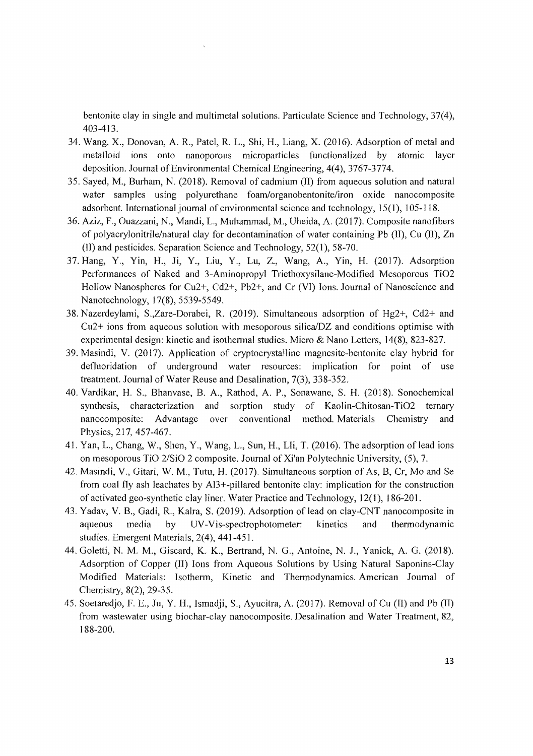bentonite clay in single and multimetal solutions. Particulate Science and Technology, 37(4), 403-413.

34. Wang, X., Donovan, A. R., Patel, R. L., Shi, H., Liang, X. (2016). Adsorption of metal and metalloid ions onto nanoporous microparticles functionalized by atomic layer deposition. Journal of Environmental Chemical Engineering, 4(4), 3767-3774.
35. Sayed, M., Burham, N. (2018). Removal of cadmium (II) from aqueous solution and natural water samples using polyurethane foam/organobentonite/iron oxide nanocomposite adsorbent. International journal of environmental science and technology, 15(1), 105-118.
36. Aziz, F., Ouazzani, N., Mandi, L., Muhammad, M., Uheida, A. (2017). Composite nanofibers of polyacrylonitrile/natural clay for decontamination of water containing Pb (II), Cu (II), Zn (II) and pesticides. Separation Science and Technology, 52(1), 58-70.
37. Hang, Y., Yin, H., Ji, Y., Liu, Y., Lu, Z., Wang, A., Yin, H. (2017). Adsorption Performances of Naked and 3-Aminopropyl Triethoxysilane-Modified Mesoporous TiO2 Hollow Nanospheres for Cu2+, Cd2+, Pb2+, and Cr (VI) Ions. Journal of Nanoscience and Nanotechnology, 17(8), 5539-5549.
38. Nazerdeylami, S.,Zare-Dorabei, R. (2019). Simultaneous adsorption of Hg2+, Cd2+ and Cu2+ ions from aqueous solution with mesoporous silica/DZ and conditions optimise with experimental design: kinetic and isothermal studies. Micro & Nano Letters, 14(8), 823-827.
39. Masindi, V. (2017). Application of cryptocrystalline magnesite-bentonite clay hybrid for defluoridation of underground water resources: implication for point of use treatment. Journal of Water Reuse and Desalination, 7(3), 338-352.
40. Vardikar, H. S., Bhanvase, B. A., Rathod, A. P., Sonawane, S. H. (2018). Sonochemical synthesis, characterization and sorption study of Kaolin-Chitosan-TiO2 ternary nanocomposite: Advantage over conventional method. Materials Chemistry and Physics, 217, 457-467.
41. Yan, L., Chang, W., Shen, Y., Wang, L., Sun, H., LIi, T. (2016). The adsorption of lead ions on mesoporous TiO 2/SiO 2 composite. Journal of Xi'an Polytechnic University, (5), 7.
42. Masindi, V., Gitari, W. M., Tutu, H. (2017). Simultaneous sorption of As, B, Cr, Mo and Se from coal fly ash leachates by Al3+-pillared bentonite clay: implication for the construction of activated geo-synthetic clay liner. Water Practice and Technology, 12(1), 186-201.
43. Yadav, V. B., Gadi, R., Kalra, S. (2019). Adsorption of lead on clay-CNT nanocomposite in aqueous media by UV-Vis-spectrophotometer: kinetics and thermodynamic studies. Emergent Materials, 2(4), 441-451.
44. Goletti, N. M. M., Giscard, K. K., Bertrand, N. G., Antoine, N. J., Yanick, A. G. (2018). Adsorption of Copper (II) Ions from Aqueous Solutions by Using Natural Saponins-Clay Modified Materials: Isotherm, Kinetic and Thermodynamics. American Journal of Chemistry, 8(2), 29-35.
45. Soetaredjo, F. E., Ju, Y. H., Ismadji, S., Ayucitra, A. (2017). Removal of Cu (II) and Pb (II) from wastewater using biochar-clay nanocomposite. Desalination and Water Treatment, 82, 188-200.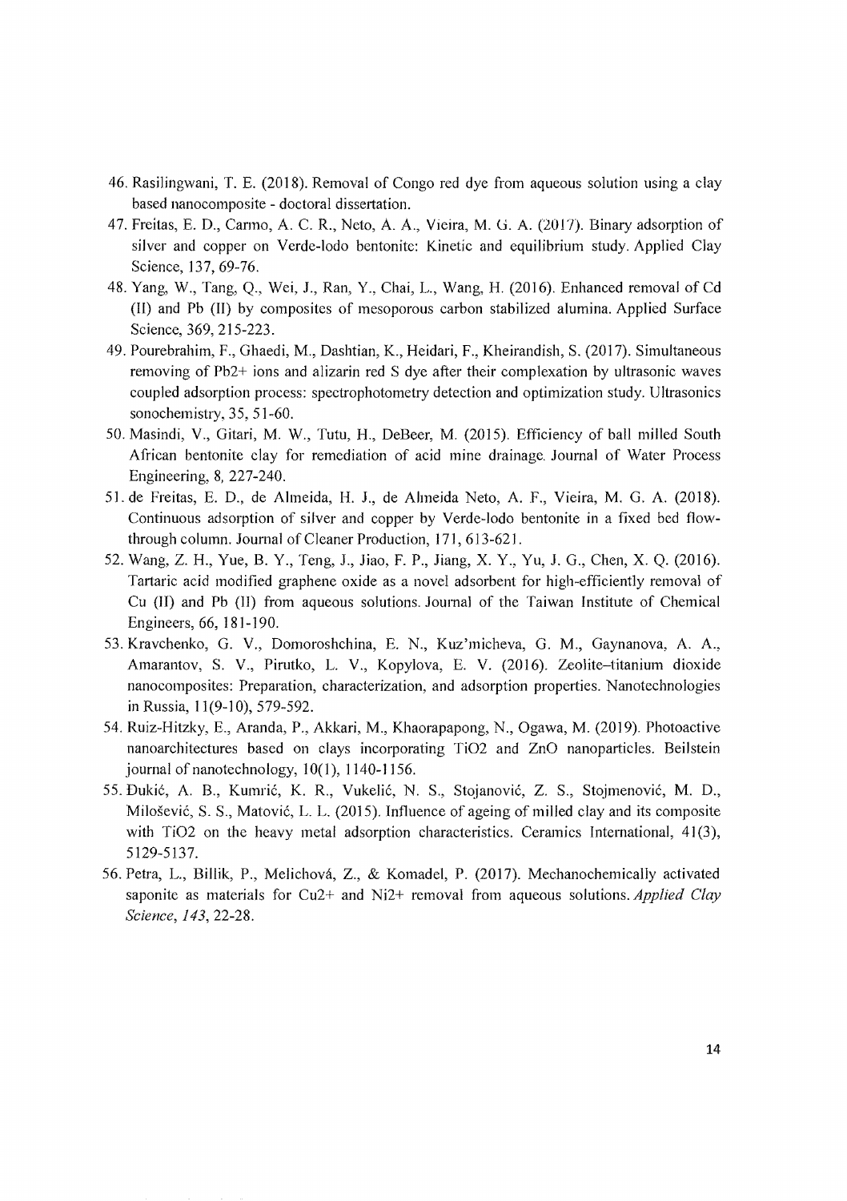46. Rasilingwani, T. E. (2018). Removal of Congo red dye from aqueous solution using a clay based nanocomposite - doctoral dissertation.
47. Freitas, E. D., Carmo, A. C. R., Neto, A. A., Vieira, M. G. A. (2017). Binary adsorption of silver and copper on Verde-lodo bentonite: Kinetic and equilibrium study. Applied Clay Science, 137, 69-76.
48. Yang, W., Tang, Q., Wei, J., Ran, Y., Chai, L., Wang, H. (2016). Enhanced removal of Cd (II) and Pb (II) by composites of mesoporous carbon stabilized alumina. Applied Surface Science, 369, 215-223.
49. Pourebrahim, F., Ghaedi, M., Dashtian, K., Heidari, F., Kheirandish, S. (2017). Simultaneous removing of Pb2+ ions and alizarin red S dye after their complexation by ultrasonic waves coupled adsorption process: spectrophotometry detection and optimization study. Ultrasonics sonochemistry, 35, 51-60.
50. Masindi, V., Gitari, M. W., Tutu, H., DeBeer, M. (2015). Efficiency of ball milled South African bentonite clay for remediation of acid mine drainage. Journal of Water Process Engineering, 8, 227-240.
51. de Freitas, E. D., de Almeida, H. J., de Almeida Neto, A. F., Vieira, M. G. A. (2018). Continuous adsorption of silver and copper by Verde-lodo bentonite in a fixed bed flow-through column. Journal of Cleaner Production, 171, 613-621.
52. Wang, Z. H., Yue, B. Y., Teng, J., Jiao, F. P., Jiang, X. Y., Yu, J. G., Chen, X. Q. (2016). Tartaric acid modified graphene oxide as a novel adsorbent for high-efficiently removal of Cu (II) and Pb (II) from aqueous solutions. Journal of the Taiwan Institute of Chemical Engineers, 66, 181-190.
53. Kravchenko, G. V., Domoroshchina, E. N., Kuz'micheva, G. M., Gaynanova, A. A., Amarantov, S. V., Pirutko, L. V., Kopylova, E. V. (2016). Zeolite–titanium dioxide nanocomposites: Preparation, characterization, and adsorption properties. Nanotechnologies in Russia, 11(9-10), 579-592.
54. Ruiz-Hitzky, E., Aranda, P., Akkari, M., Khaorapapong, N., Ogawa, M. (2019). Photoactive nanoarchitectures based on clays incorporating TiO2 and ZnO nanoparticles. Beilstein journal of nanotechnology, 10(1), 1140-1156.
55. Đukić, A. B., Kumrić, K. R., Vukelić, N. S., Stojanović, Z. S., Stojmenović, M. D., Milošević, S. S., Matović, L. L. (2015). Influence of ageing of milled clay and its composite with TiO2 on the heavy metal adsorption characteristics. Ceramics International, 41(3), 5129-5137.
56. Petra, L., Billik, P., Melichová, Z., & Komadel, P. (2017). Mechanochemically activated saponite as materials for Cu2+ and Ni2+ removal from aqueous solutions. *Applied Clay Science*, *143*, 22-28.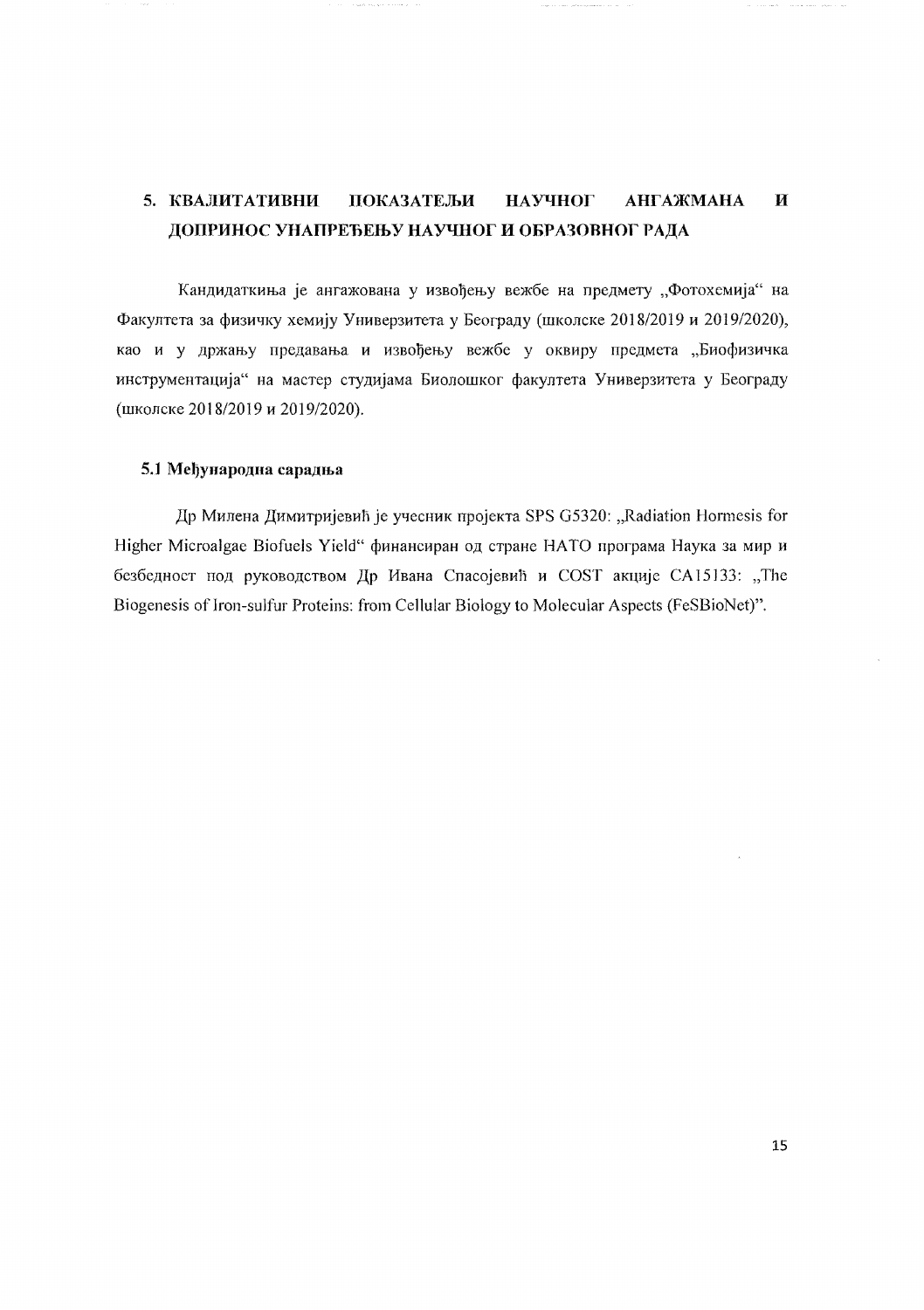## 5. КВАЛИТАТИВНИ ПОКАЗАТЕЉИ НАУЧНОГ АНГАЖМАНА И ДОПРИНОС УНАПРЕЂЕЊУ НАУЧНОГ И ОБРАЗОВНОГ РАДА

Кандидаткиња је ангажована у извођењу вежбе на предмету „Фотохемија" на Факултета за физичку хемију Универзитета у Београду (школске 2018/2019 и 2019/2020), као и у држању предавања и извођењу вежбе у оквиру предмета „Биофизичка инструментација" на мастер студијама Биолошког факултета Универзитета у Београду (школске 2018/2019 и 2019/2020).

### 5.1 Међународна сарадња

Др Милена Димитријевић је учесник пројекта SPS G5320: „Radiation Hormesis for Higher Microalgae Biofuels Yield" финансиран од стране НАТО програма Наука за мир и безбедност под руководством Др Ивана Спасојевић и COST акције CA15133: „The Biogenesis of Iron-sulfur Proteins: from Cellular Biology to Molecular Aspects (FeSBioNet)".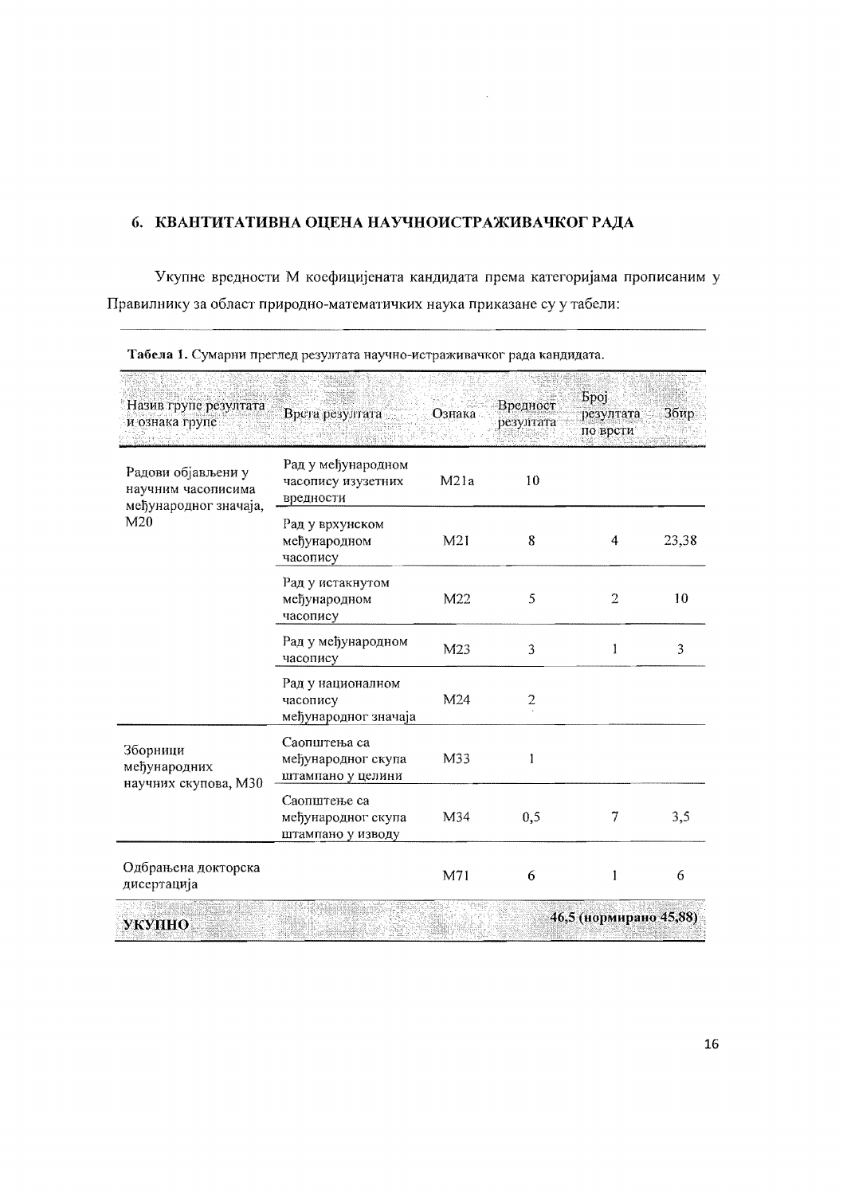## 6. КВАНТИТАТИВНА ОЦЕНА НАУЧНОИСТРАЖИВАЧКОГ РАДА

Укупне вредности М коефицијената кандидата према категоријама прописаним у Правилнику за област природно-математичких наука приказане су у табели:

**Табела 1.** Сумарни преглед резултата научно-истраживачког рада кандидата.

| Назив групе резултата и ознака групе | Врста резултата | Ознака | Вредност резултата | Број резултата по врсти | Збир |
|---|---|---|---|---|---|
| Радови објављени у научним часописима међународног значаја, M20 | Рад у међународном часопису изузетних вредности | M21a | 10 | | |
| | Рад у врхунском међународном часопису | M21 | 8 | 4 | 23,38 |
| | Рад у истакнутом међународном часопису | M22 | 5 | 2 | 10 |
| | Рад у међународном часопису | M23 | 3 | 1 | 3 |
| | Рад у националном часопису међународног значаја | M24 | 2 | | |
| Зборници међународних научних скупова, M30 | Саопштења са међународног скупа штампано у целини | M33 | 1 | | |
| | Саопштење са међународног скупа штампано у изводу | M34 | 0,5 | 7 | 3,5 |
| Одбрањена докторска дисертација | | M71 | 6 | 1 | 6 |
| **УКУПНО** | | | | | **46,5 (нормирано 45,88)** |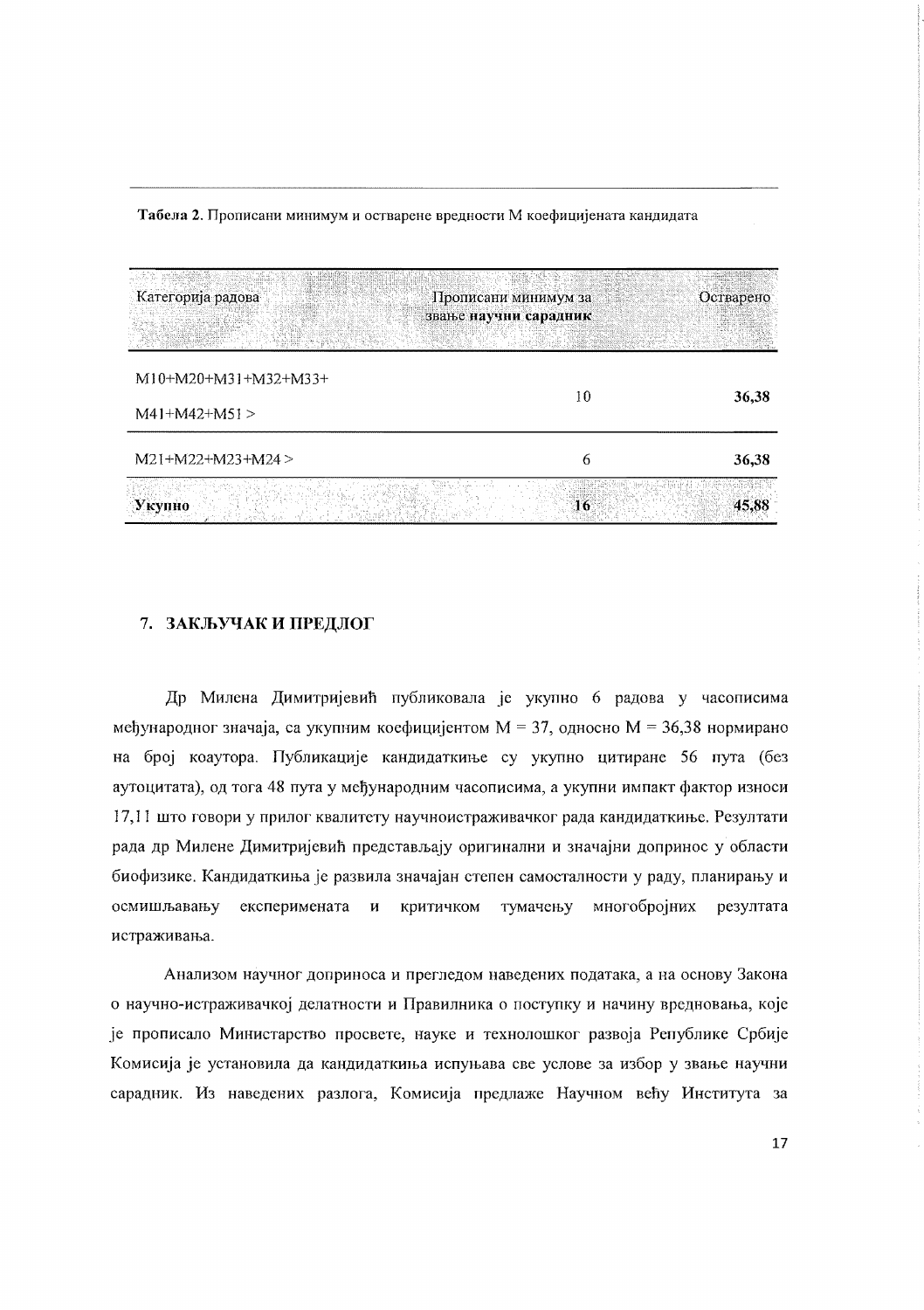**Табела 2**. Прописани минимум и остварене вредности М коефицијената кандидата

| Категорија радова | Прописани минимум за звање **научни сарадник** | Остварено |
| --- | --- | --- |
| M10+M20+M31+M32+M33+ M41+M42+M51 > | 10 | **36,38** |
| M21+M22+M23+M24 > | 6 | **36,38** |
| **Укупно** | **16** | **45,88** |

## 7. ЗАКЉУЧАК И ПРЕДЛОГ

Др Милена Димитријевић публиковала је укупно 6 радова у часописима међународног значаја, са укупним коефицијентом M = 37, односно M = 36,38 нормирано на број коаутора. Публикације кандидаткиње су укупно цитиране 56 пута (без аутоцитата), од тога 48 пута у међународним часописима, а укупни импакт фактор износи 17,11 што говори у прилог квалитету научноистраживачког рада кандидаткиње. Резултати рада др Милене Димитријевић представљају оригинални и значајни допринос у области биофизике. Кандидаткиња је развила значајан степен самосталности у раду, планирању и осмишљавању експеримената и критичком тумачењу многобројних резултата истраживања.

Анализом научног доприноса и прегледом наведених података, а на основу Закона о научно-истраживачкој делатности и Правилника о поступку и начину вредновања, које је прописало Министарство просвете, науке и технолошког развоја Републике Србије Комисија је установила да кандидаткиња испуњава све услове за избор у звање научни сарадник. Из наведених разлога, Комисија предлаже Научном већу Института за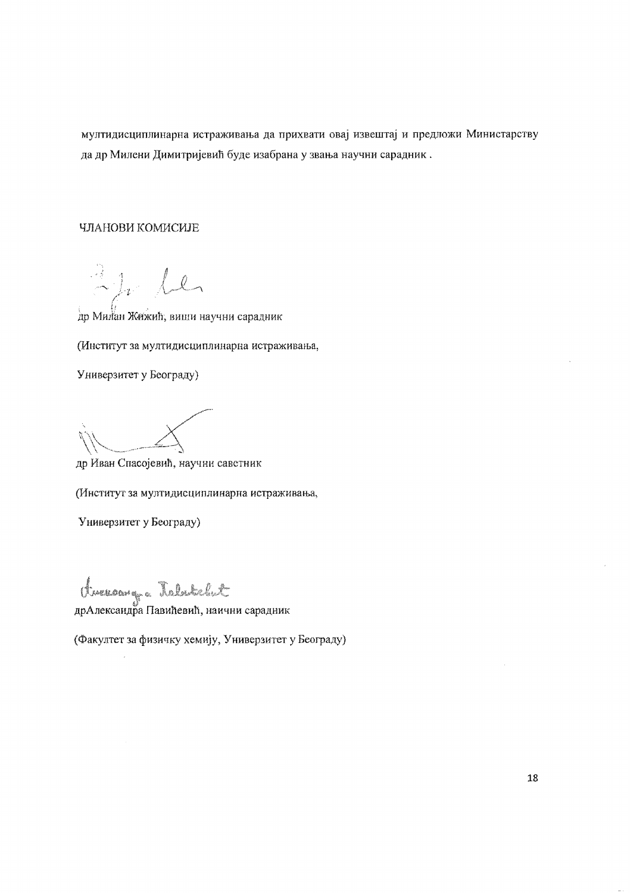мултидисциплинарна истраживања да прихвати овај извештај и предложи Министарству да др Милени Димитријевић буде изабрана у звања научни сарадник .

ЧЛАНОВИ КОМИСИЈЕ

др Милан Жижић, виши научни сарадник

(Институт за мултидисциплинарна истраживања,

Универзитет у Београду)

др Иван Спасојевић, научни саветник

(Институт за мултидисциплинарна истраживања,

Универзитет у Београду)

дрАлександра Павићевић, наични сарадник

(Факултет за физичку хемију, Универзитет у Београду)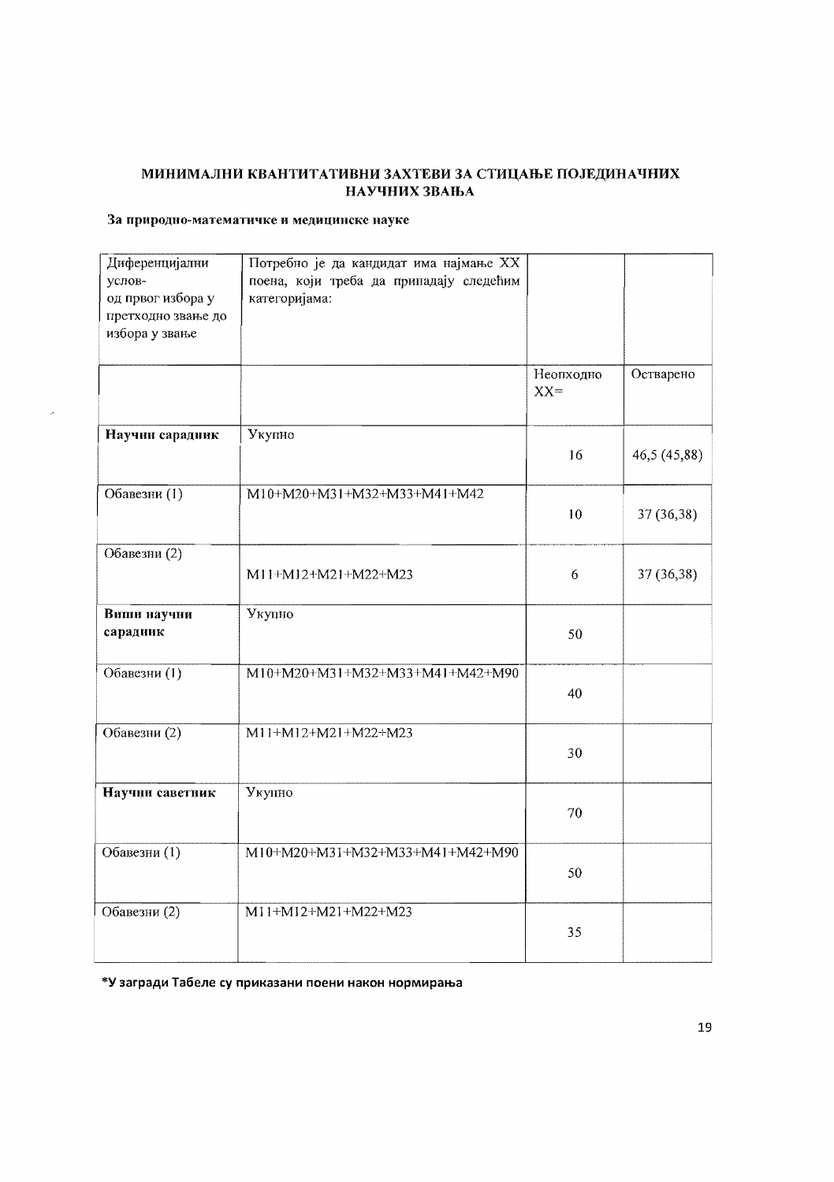## МИНИМАЛНИ КВАНТИТАТИВНИ ЗАХТЕВИ ЗА СТИЦАЊЕ ПОЈЕДИНАЧНИХ НАУЧНИХ ЗВАЊА

**За природно-математичке и медицинске науке**

| Диференцијални услов- од првог избора у претходно звање до избора у звање | Потребно је да кандидат има најмање XX поена, који треба да припадају следећим категоријама: | | |
|---|---|---|---|
| | | Неопходно XX= | Остварено |
| **Научни сарадник** | Укупно | 16 | 46,5 (45,88) |
| Обавезни (1) | M10+M20+M31+M32+M33+M41+M42 | 10 | 37 (36,38) |
| Обавезни (2) | M11+M12+M21+M22+M23 | 6 | 37 (36,38) |
| **Виши научни сарадник** | Укупно | 50 | |
| Обавезни (1) | M10+M20+M31+M32+M33+M41+M42+M90 | 40 | |
| Обавезни (2) | M11+M12+M21+M22+M23 | 30 | |
| **Научни саветник** | Укупно | 70 | |
| Обавезни (1) | M10+M20+M31+M32+M33+M41+M42+M90 | 50 | |
| Обавезни (2) | M11+M12+M21+M22+M23 | 35 | |

**\*У загради Табеле су приказани поени након нормирања**